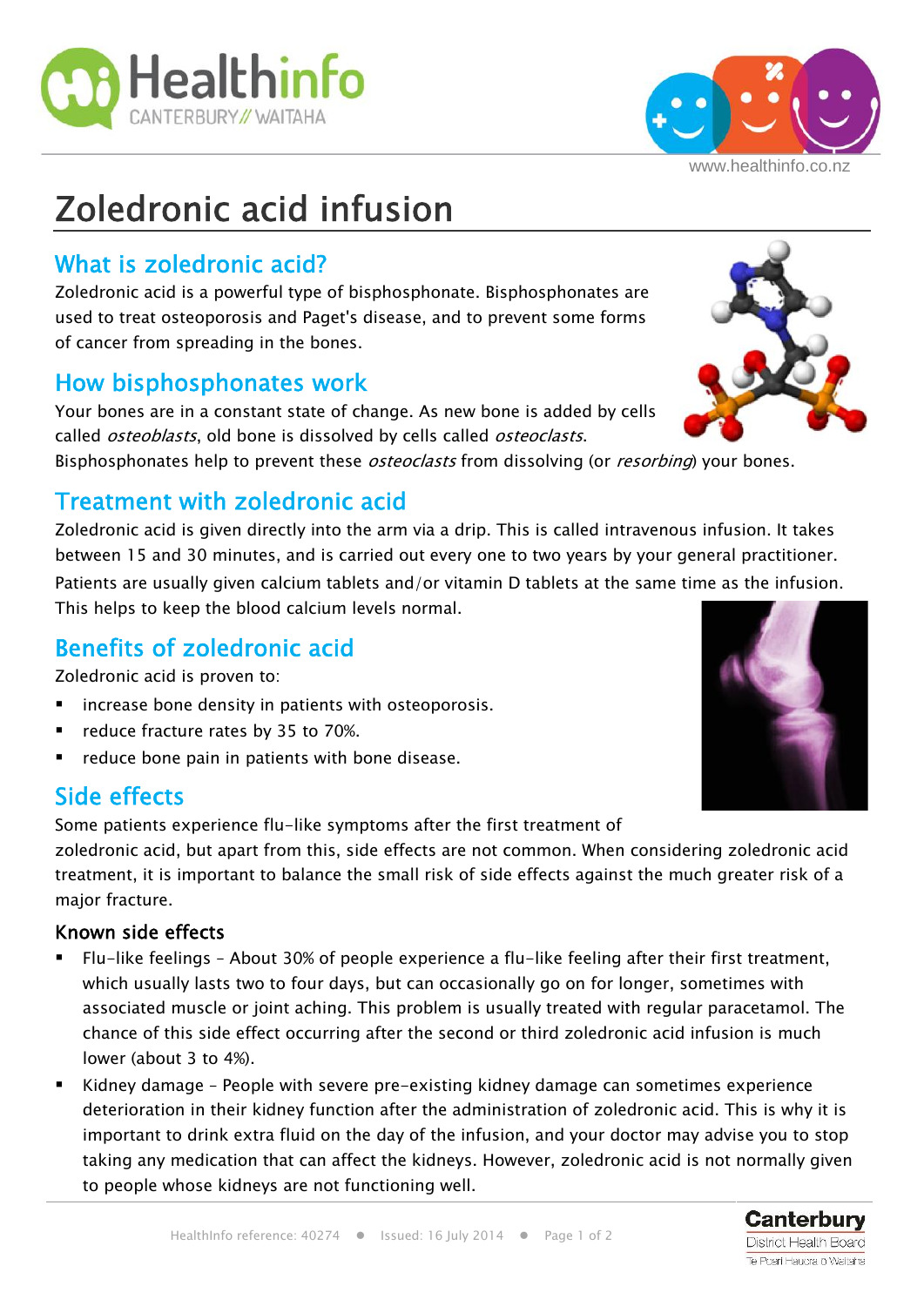# Zoledronic acid infusion

## What is zoledronic acid?

Zoledronic acid is a powerful type of bisphosphonate. Bisphosphonates are used to treat osteoporosis and Paget's disease, and to prevent some forms of cancer from spreading in the bones.

## How bisphosphonates work

Your bones are in a constant state of change. As new bone is added by cells called *osteoblasts*, old bone is dissolved by cells called *osteoclasts*. Bisphosphonates help to prevent these *osteoclasts* from dissolving (or *resorbing*) your bones.

## Treatment with zoledronic acid

Zoledronic acid is given directly into the arm via a drip. This is called intravenous infusion. It takes between 15 and 30 minutes, and is carried out every one to two years by your general practitioner.

Patients are usually given calcium tablets and/or vitamin D tablets at the same time as the infusion. This helps to keep the blood calcium levels normal.

## Benefits of zoledronic acid

Zoledronic acid is proven to:

- increase bone density in patients with osteoporosis.
- reduce fracture rates by 35 to 70%.
- reduce bone pain in patients with bone disease.

## Side effects

Some patients experience flu-like symptoms after the first treatment of zoledronic acid, but apart from this, side effects are not common. When considering zoledronic acid treatment, it is important to balance the small risk of side effects against the much greater risk of a major fracture.

### Known side effects

- Flu-like feelings – About 30% of people experience a flu-like feeling after their first treatment, which usually lasts two to four days, but can occasionally go on for longer, sometimes with associated muscle or joint aching. This problem is usually treated with regular paracetamol. The chance of this side effect occurring after the second or third zoledronic acid infusion is much lower (about 3 to 4%).
- Kidney damage – People with severe pre-existing kidney damage can sometimes experience deterioration in their kidney function after the administration of zoledronic acid. This is why it is important to drink extra fluid on the day of the infusion, and your doctor may advise you to stop taking any medication that can affect the kidneys. However, zoledronic acid is not normally given to people whose kidneys are not functioning well.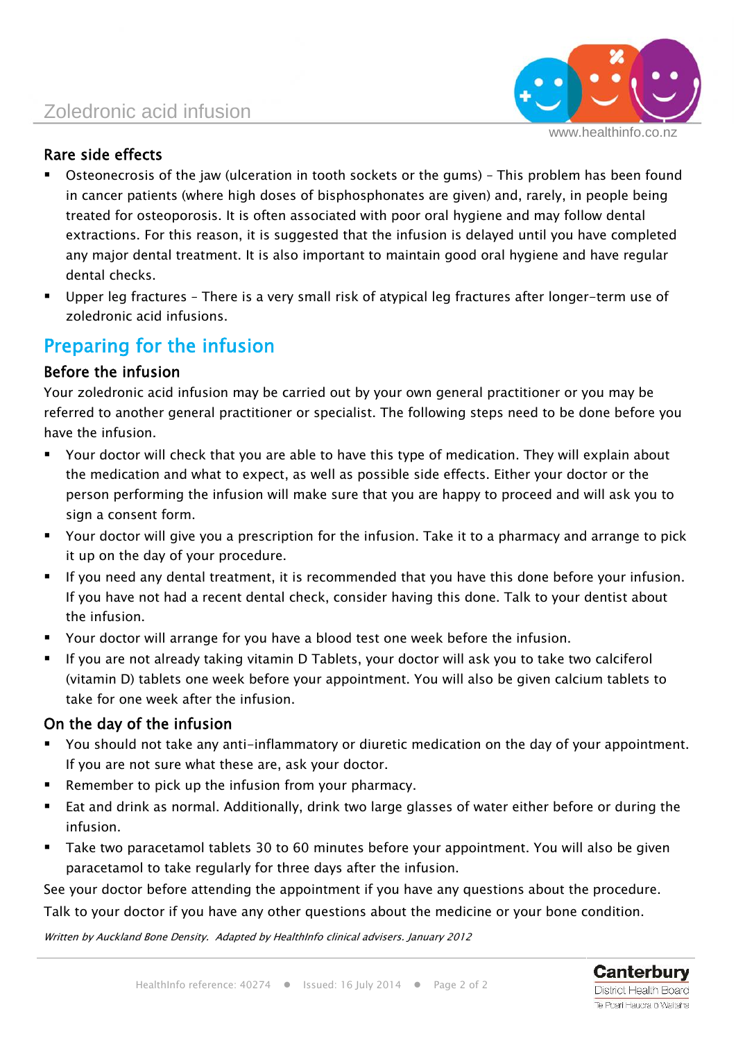### Rare side effects

- Osteonecrosis of the jaw (ulceration in tooth sockets or the gums) – This problem has been found in cancer patients (where high doses of bisphosphonates are given) and, rarely, in people being treated for osteoporosis. It is often associated with poor oral hygiene and may follow dental extractions. For this reason, it is suggested that the infusion is delayed until you have completed any major dental treatment. It is also important to maintain good oral hygiene and have regular dental checks.
- Upper leg fractures – There is a very small risk of atypical leg fractures after longer-term use of zoledronic acid infusions.

## Preparing for the infusion

### Before the infusion

Your zoledronic acid infusion may be carried out by your own general practitioner or you may be referred to another general practitioner or specialist. The following steps need to be done before you have the infusion.

- Your doctor will check that you are able to have this type of medication. They will explain about the medication and what to expect, as well as possible side effects. Either your doctor or the person performing the infusion will make sure that you are happy to proceed and will ask you to sign a consent form.
- Your doctor will give you a prescription for the infusion. Take it to a pharmacy and arrange to pick it up on the day of your procedure.
- If you need any dental treatment, it is recommended that you have this done before your infusion. If you have not had a recent dental check, consider having this done. Talk to your dentist about the infusion.
- Your doctor will arrange for you have a blood test one week before the infusion.
- If you are not already taking vitamin D Tablets, your doctor will ask you to take two calciferol (vitamin D) tablets one week before your appointment. You will also be given calcium tablets to take for one week after the infusion.

### On the day of the infusion

- You should not take any anti-inflammatory or diuretic medication on the day of your appointment. If you are not sure what these are, ask your doctor.
- Remember to pick up the infusion from your pharmacy.
- Eat and drink as normal. Additionally, drink two large glasses of water either before or during the infusion.
- Take two paracetamol tablets 30 to 60 minutes before your appointment. You will also be given paracetamol to take regularly for three days after the infusion.

See your doctor before attending the appointment if you have any questions about the procedure.

Talk to your doctor if you have any other questions about the medicine or your bone condition.

*Written by Auckland Bone Density. Adapted by HealthInfo clinical advisers. January 2012*

HealthInfo reference: 40274 ● Issued: 16 July 2014